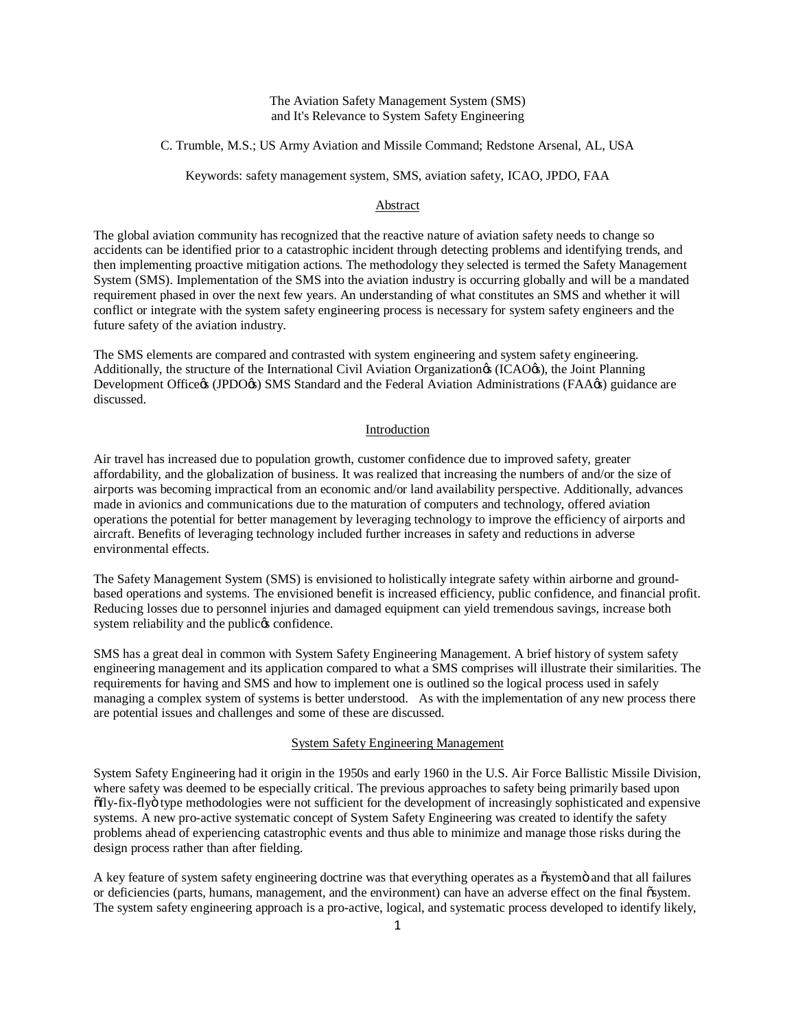# The Aviation Safety Management System (SMS) and It's Relevance to System Safety Engineering

C. Trumble, M.S.; US Army Aviation and Missile Command; Redstone Arsenal, AL, USA

Keywords: safety management system, SMS, aviation safety, ICAO, JPDO, FAA

## Abstract

The global aviation community has recognized that the reactive nature of aviation safety needs to change so accidents can be identified prior to a catastrophic incident through detecting problems and identifying trends, and then implementing proactive mitigation actions. The methodology they selected is termed the Safety Management System (SMS). Implementation of the SMS into the aviation industry is occurring globally and will be a mandated requirement phased in over the next few years. An understanding of what constitutes an SMS and whether it will conflict or integrate with the system safety engineering process is necessary for system safety engineers and the future safety of the aviation industry.

The SMS elements are compared and contrasted with system engineering and system safety engineering. Additionally, the structure of the International Civil Aviation Organization's (ICAO's), the Joint Planning Development Office's (JPDO's) SMS Standard and the Federal Aviation Administrations (FAA's) guidance are discussed.

## Introduction

Air travel has increased due to population growth, customer confidence due to improved safety, greater affordability, and the globalization of business. It was realized that increasing the numbers of and/or the size of airports was becoming impractical from an economic and/or land availability perspective. Additionally, advances made in avionics and communications due to the maturation of computers and technology, offered aviation operations the potential for better management by leveraging technology to improve the efficiency of airports and aircraft. Benefits of leveraging technology included further increases in safety and reductions in adverse environmental effects.

The Safety Management System (SMS) is envisioned to holistically integrate safety within airborne and ground-based operations and systems. The envisioned benefit is increased efficiency, public confidence, and financial profit. Reducing losses due to personnel injuries and damaged equipment can yield tremendous savings, increase both system reliability and the public's confidence.

SMS has a great deal in common with System Safety Engineering Management. A brief history of system safety engineering management and its application compared to what a SMS comprises will illustrate their similarities. The requirements for having and SMS and how to implement one is outlined so the logical process used in safely managing a complex system of systems is better understood. As with the implementation of any new process there are potential issues and challenges and some of these are discussed.

## System Safety Engineering Management

System Safety Engineering had it origin in the 1950s and early 1960 in the U.S. Air Force Ballistic Missile Division, where safety was deemed to be especially critical. The previous approaches to safety being primarily based upon "fly-fix-fly" type methodologies were not sufficient for the development of increasingly sophisticated and expensive systems. A new pro-active systematic concept of System Safety Engineering was created to identify the safety problems ahead of experiencing catastrophic events and thus able to minimize and manage those risks during the design process rather than after fielding.

A key feature of system safety engineering doctrine was that everything operates as a "system" and that all failures or deficiencies (parts, humans, management, and the environment) can have an adverse effect on the final "system. The system safety engineering approach is a pro-active, logical, and systematic process developed to identify likely,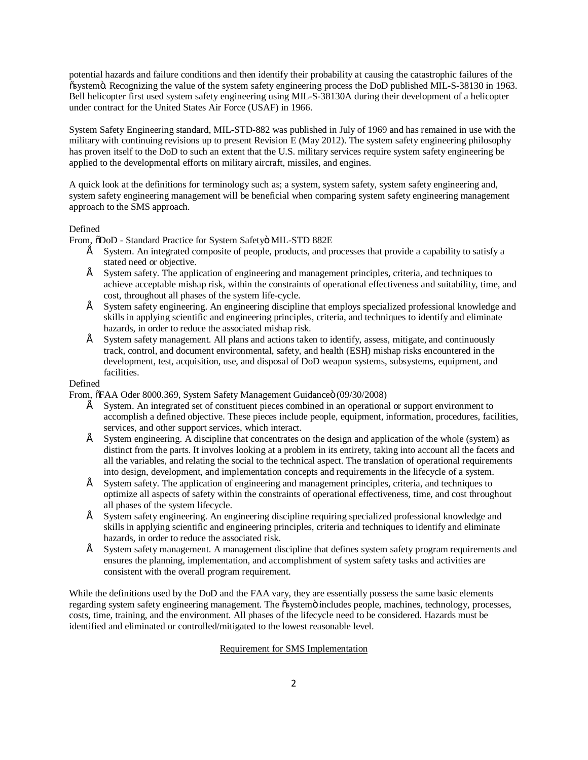potential hazards and failure conditions and then identify their probability at causing the catastrophic failures of the "system". Recognizing the value of the system safety engineering process the DoD published MIL-S-38130 in 1963. Bell helicopter first used system safety engineering using MIL-S-38130A during their development of a helicopter under contract for the United States Air Force (USAF) in 1966.

System Safety Engineering standard, MIL-STD-882 was published in July of 1969 and has remained in use with the military with continuing revisions up to present Revision E (May 2012). The system safety engineering philosophy has proven itself to the DoD to such an extent that the U.S. military services require system safety engineering be applied to the developmental efforts on military aircraft, missiles, and engines.

A quick look at the definitions for terminology such as; a system, system safety, system safety engineering and, system safety engineering management will be beneficial when comparing system safety engineering management approach to the SMS approach.

Defined

From, "DoD - Standard Practice for System Safety" MIL-STD 882E

- System. An integrated composite of people, products, and processes that provide a capability to satisfy a stated need or objective.
- System safety. The application of engineering and management principles, criteria, and techniques to achieve acceptable mishap risk, within the constraints of operational effectiveness and suitability, time, and cost, throughout all phases of the system life-cycle.
- System safety engineering. An engineering discipline that employs specialized professional knowledge and skills in applying scientific and engineering principles, criteria, and techniques to identify and eliminate hazards, in order to reduce the associated mishap risk.
- System safety management. All plans and actions taken to identify, assess, mitigate, and continuously track, control, and document environmental, safety, and health (ESH) mishap risks encountered in the development, test, acquisition, use, and disposal of DoD weapon systems, subsystems, equipment, and facilities.

Defined

From, "FAA Oder 8000.369, System Safety Management Guidance" (09/30/2008)

- System. An integrated set of constituent pieces combined in an operational or support environment to accomplish a defined objective. These pieces include people, equipment, information, procedures, facilities, services, and other support services, which interact.
- System engineering. A discipline that concentrates on the design and application of the whole (system) as distinct from the parts. It involves looking at a problem in its entirety, taking into account all the facets and all the variables, and relating the social to the technical aspect. The translation of operational requirements into design, development, and implementation concepts and requirements in the lifecycle of a system.
- System safety. The application of engineering and management principles, criteria, and techniques to optimize all aspects of safety within the constraints of operational effectiveness, time, and cost throughout all phases of the system lifecycle.
- System safety engineering. An engineering discipline requiring specialized professional knowledge and skills in applying scientific and engineering principles, criteria and techniques to identify and eliminate hazards, in order to reduce the associated risk.
- System safety management. A management discipline that defines system safety program requirements and ensures the planning, implementation, and accomplishment of system safety tasks and activities are consistent with the overall program requirement.

While the definitions used by the DoD and the FAA vary, they are essentially possess the same basic elements regarding system safety engineering management. The "system" includes people, machines, technology, processes, costs, time, training, and the environment. All phases of the lifecycle need to be considered. Hazards must be identified and eliminated or controlled/mitigated to the lowest reasonable level.

## Requirement for SMS Implementation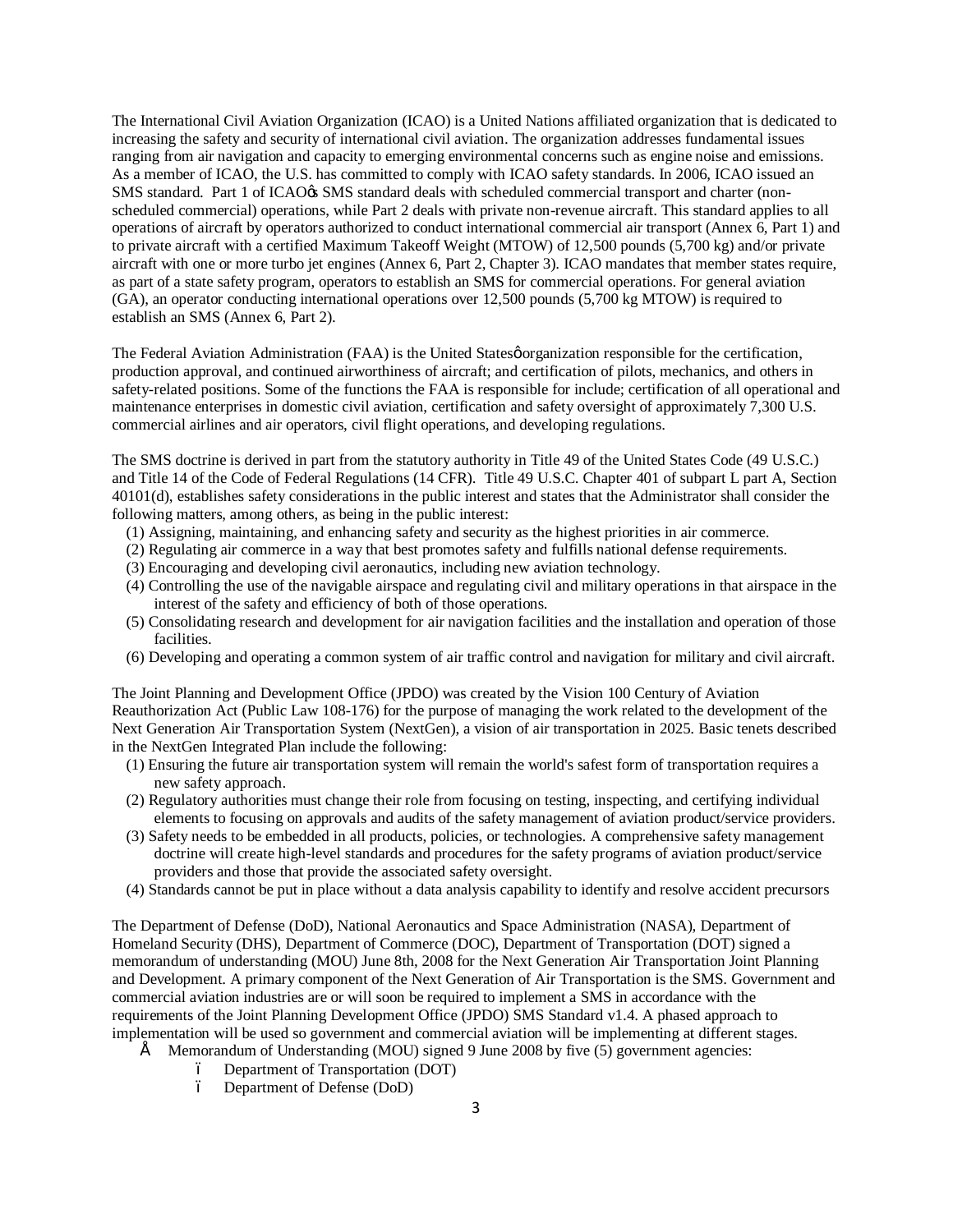The International Civil Aviation Organization (ICAO) is a United Nations affiliated organization that is dedicated to increasing the safety and security of international civil aviation. The organization addresses fundamental issues ranging from air navigation and capacity to emerging environmental concerns such as engine noise and emissions. As a member of ICAO, the U.S. has committed to comply with ICAO safety standards. In 2006, ICAO issued an SMS standard. Part 1 of ICAO's SMS standard deals with scheduled commercial transport and charter (non-scheduled commercial) operations, while Part 2 deals with private non-revenue aircraft. This standard applies to all operations of aircraft by operators authorized to conduct international commercial air transport (Annex 6, Part 1) and to private aircraft with a certified Maximum Takeoff Weight (MTOW) of 12,500 pounds (5,700 kg) and/or private aircraft with one or more turbo jet engines (Annex 6, Part 2, Chapter 3). ICAO mandates that member states require, as part of a state safety program, operators to establish an SMS for commercial operations. For general aviation (GA), an operator conducting international operations over 12,500 pounds (5,700 kg MTOW) is required to establish an SMS (Annex 6, Part 2).

The Federal Aviation Administration (FAA) is the United States' organization responsible for the certification, production approval, and continued airworthiness of aircraft; and certification of pilots, mechanics, and others in safety-related positions. Some of the functions the FAA is responsible for include; certification of all operational and maintenance enterprises in domestic civil aviation, certification and safety oversight of approximately 7,300 U.S. commercial airlines and air operators, civil flight operations, and developing regulations.

The SMS doctrine is derived in part from the statutory authority in Title 49 of the United States Code (49 U.S.C.) and Title 14 of the Code of Federal Regulations (14 CFR). Title 49 U.S.C. Chapter 401 of subpart L part A, Section 40101(d), establishes safety considerations in the public interest and states that the Administrator shall consider the following matters, among others, as being in the public interest:

(1) Assigning, maintaining, and enhancing safety and security as the highest priorities in air commerce.
(2) Regulating air commerce in a way that best promotes safety and fulfills national defense requirements.
(3) Encouraging and developing civil aeronautics, including new aviation technology.
(4) Controlling the use of the navigable airspace and regulating civil and military operations in that airspace in the interest of the safety and efficiency of both of those operations.
(5) Consolidating research and development for air navigation facilities and the installation and operation of those facilities.
(6) Developing and operating a common system of air traffic control and navigation for military and civil aircraft.

The Joint Planning and Development Office (JPDO) was created by the Vision 100 Century of Aviation Reauthorization Act (Public Law 108-176) for the purpose of managing the work related to the development of the Next Generation Air Transportation System (NextGen), a vision of air transportation in 2025. Basic tenets described in the NextGen Integrated Plan include the following:

(1) Ensuring the future air transportation system will remain the world's safest form of transportation requires a new safety approach.
(2) Regulatory authorities must change their role from focusing on testing, inspecting, and certifying individual elements to focusing on approvals and audits of the safety management of aviation product/service providers.
(3) Safety needs to be embedded in all products, policies, or technologies. A comprehensive safety management doctrine will create high-level standards and procedures for the safety programs of aviation product/service providers and those that provide the associated safety oversight.
(4) Standards cannot be put in place without a data analysis capability to identify and resolve accident precursors

The Department of Defense (DoD), National Aeronautics and Space Administration (NASA), Department of Homeland Security (DHS), Department of Commerce (DOC), Department of Transportation (DOT) signed a memorandum of understanding (MOU) June 8th, 2008 for the Next Generation Air Transportation Joint Planning and Development. A primary component of the Next Generation of Air Transportation is the SMS. Government and commercial aviation industries are or will soon be required to implement a SMS in accordance with the requirements of the Joint Planning Development Office (JPDO) SMS Standard v1.4. A phased approach to implementation will be used so government and commercial aviation will be implementing at different stages.

- Memorandum of Understanding (MOU) signed 9 June 2008 by five (5) government agencies:
  - Department of Transportation (DOT)
  - Department of Defense (DoD)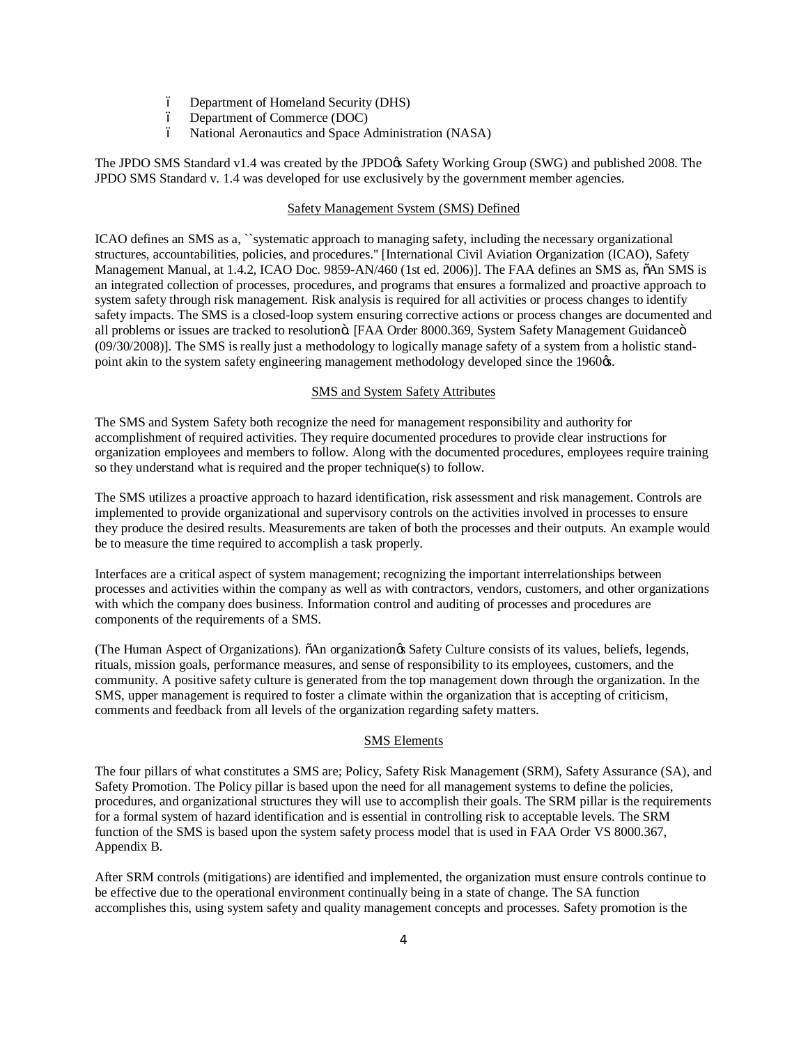- Department of Homeland Security (DHS)
- Department of Commerce (DOC)
- National Aeronautics and Space Administration (NASA)

The JPDO SMS Standard v1.4 was created by the JPDO's Safety Working Group (SWG) and published 2008. The JPDO SMS Standard v. 1.4 was developed for use exclusively by the government member agencies.

## Safety Management System (SMS) Defined

ICAO defines an SMS as a, ``systematic approach to managing safety, including the necessary organizational structures, accountabilities, policies, and procedures.'' [International Civil Aviation Organization (ICAO), Safety Management Manual, at 1.4.2, ICAO Doc. 9859-AN/460 (1st ed. 2006)]. The FAA defines an SMS as, "An SMS is an integrated collection of processes, procedures, and programs that ensures a formalized and proactive approach to system safety through risk management. Risk analysis is required for all activities or process changes to identify safety impacts. The SMS is a closed-loop system ensuring corrective actions or process changes are documented and all problems or issues are tracked to resolution". [FAA Order 8000.369, System Safety Management Guidance" (09/30/2008)]. The SMS is really just a methodology to logically manage safety of a system from a holistic standpoint akin to the system safety engineering management methodology developed since the 1960's.

## SMS and System Safety Attributes

The SMS and System Safety both recognize the need for management responsibility and authority for accomplishment of required activities. They require documented procedures to provide clear instructions for organization employees and members to follow. Along with the documented procedures, employees require training so they understand what is required and the proper technique(s) to follow.

The SMS utilizes a proactive approach to hazard identification, risk assessment and risk management. Controls are implemented to provide organizational and supervisory controls on the activities involved in processes to ensure they produce the desired results. Measurements are taken of both the processes and their outputs. An example would be to measure the time required to accomplish a task properly.

Interfaces are a critical aspect of system management; recognizing the important interrelationships between processes and activities within the company as well as with contractors, vendors, customers, and other organizations with which the company does business. Information control and auditing of processes and procedures are components of the requirements of a SMS.

(The Human Aspect of Organizations). "An organization's Safety Culture consists of its values, beliefs, legends, rituals, mission goals, performance measures, and sense of responsibility to its employees, customers, and the community. A positive safety culture is generated from the top management down through the organization. In the SMS, upper management is required to foster a climate within the organization that is accepting of criticism, comments and feedback from all levels of the organization regarding safety matters.

## SMS Elements

The four pillars of what constitutes a SMS are; Policy, Safety Risk Management (SRM), Safety Assurance (SA), and Safety Promotion. The Policy pillar is based upon the need for all management systems to define the policies, procedures, and organizational structures they will use to accomplish their goals. The SRM pillar is the requirements for a formal system of hazard identification and is essential in controlling risk to acceptable levels. The SRM function of the SMS is based upon the system safety process model that is used in FAA Order VS 8000.367, Appendix B.

After SRM controls (mitigations) are identified and implemented, the organization must ensure controls continue to be effective due to the operational environment continually being in a state of change. The SA function accomplishes this, using system safety and quality management concepts and processes. Safety promotion is the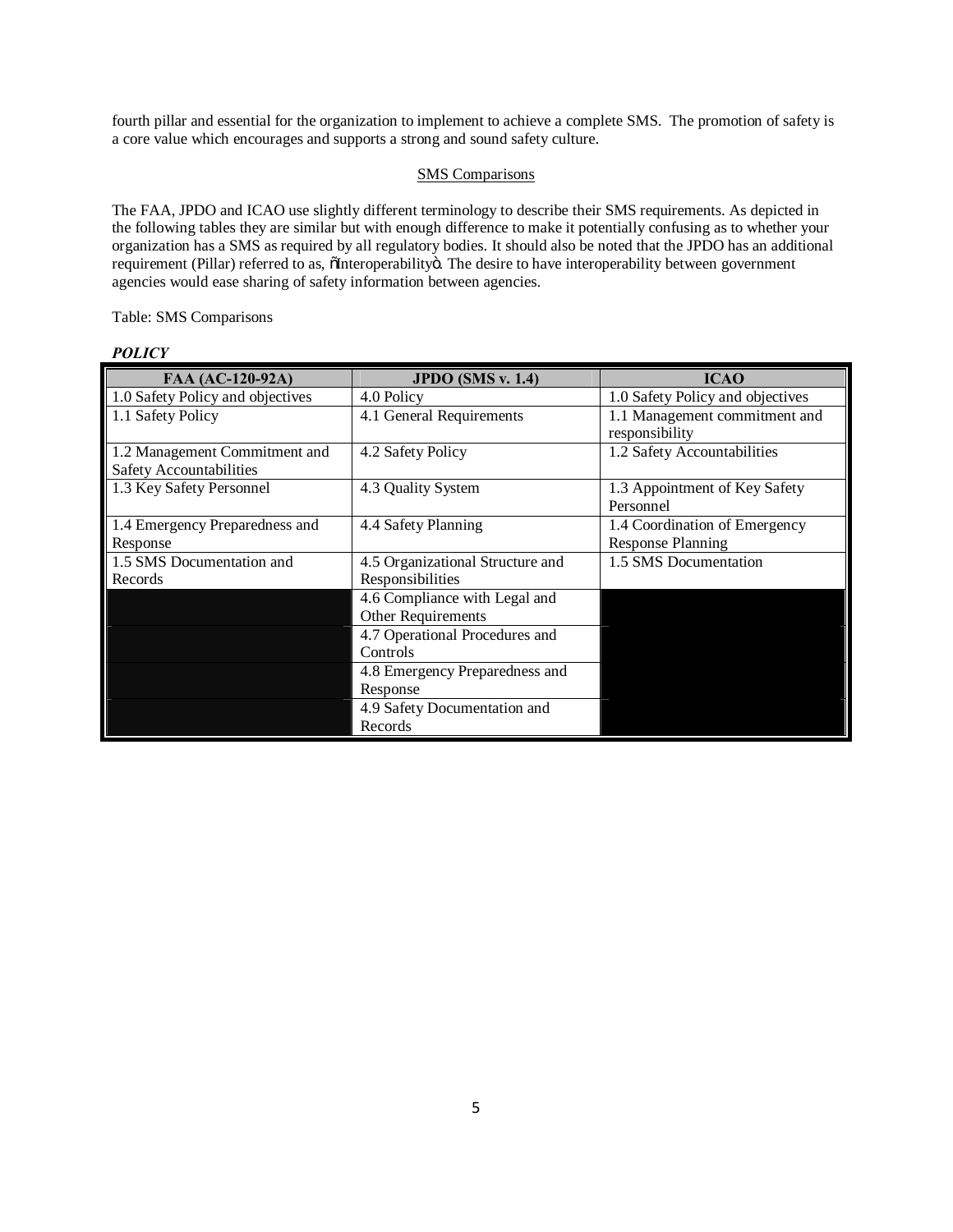fourth pillar and essential for the organization to implement to achieve a complete SMS. The promotion of safety is a core value which encourages and supports a strong and sound safety culture.

SMS Comparisons

The FAA, JPDO and ICAO use slightly different terminology to describe their SMS requirements. As depicted in the following tables they are similar but with enough difference to make it potentially confusing as to whether your organization has a SMS as required by all regulatory bodies. It should also be noted that the JPDO has an additional requirement (Pillar) referred to as, "Interoperability". The desire to have interoperability between government agencies would ease sharing of safety information between agencies.

Table: SMS Comparisons

***POLICY***

| FAA (AC-120-92A) | JPDO (SMS v. 1.4) | ICAO |
|---|---|---|
| 1.0 Safety Policy and objectives | 4.0 Policy | 1.0 Safety Policy and objectives |
| 1.1 Safety Policy | 4.1 General Requirements | 1.1 Management commitment and responsibility |
| 1.2 Management Commitment and Safety Accountabilities | 4.2 Safety Policy | 1.2 Safety Accountabilities |
| 1.3 Key Safety Personnel | 4.3 Quality System | 1.3 Appointment of Key Safety Personnel |
| 1.4 Emergency Preparedness and Response | 4.4 Safety Planning | 1.4 Coordination of Emergency Response Planning |
| 1.5 SMS Documentation and Records | 4.5 Organizational Structure and Responsibilities | 1.5 SMS Documentation |
| | 4.6 Compliance with Legal and Other Requirements | |
| | 4.7 Operational Procedures and Controls | |
| | 4.8 Emergency Preparedness and Response | |
| | 4.9 Safety Documentation and Records | |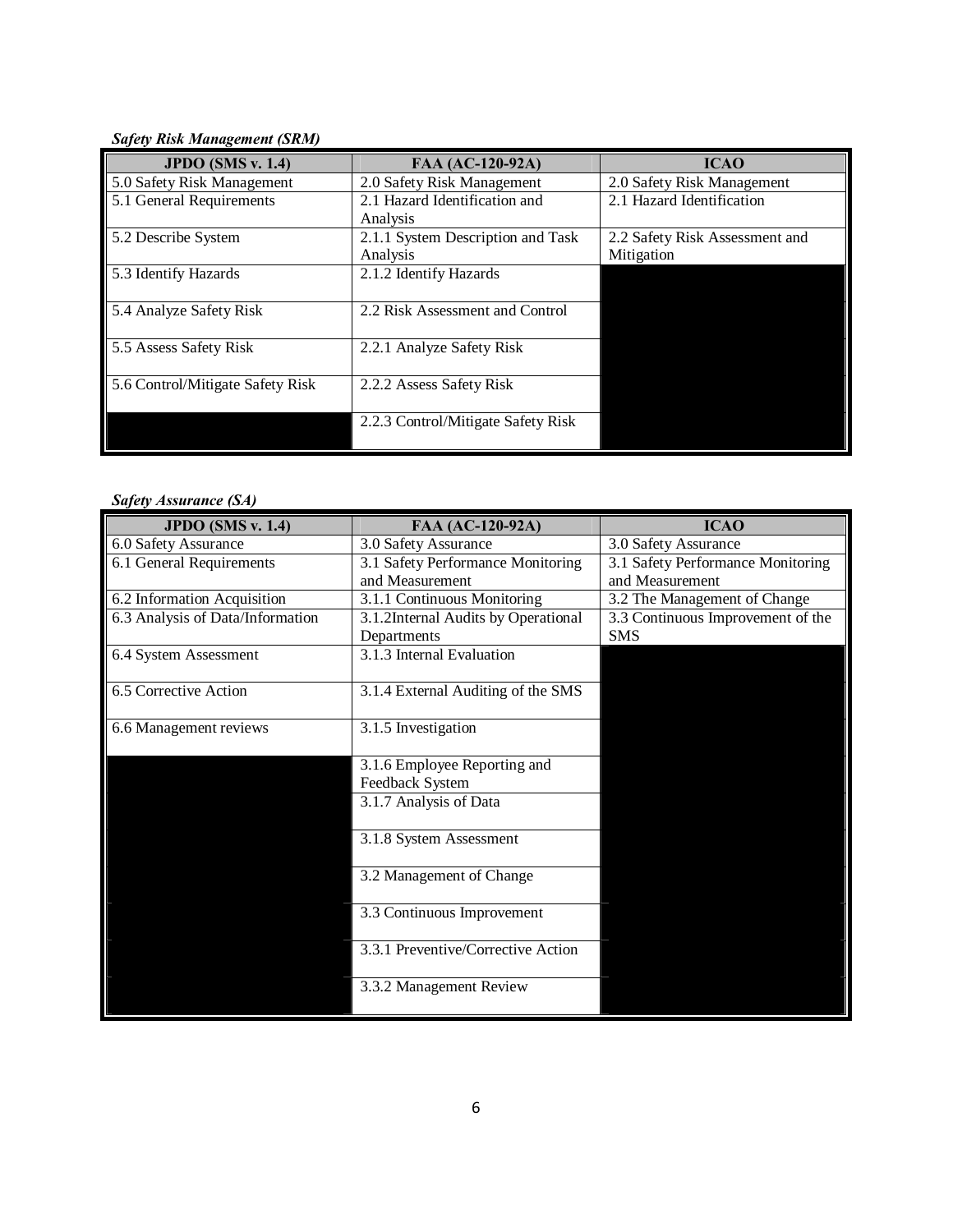***Safety Risk Management (SRM)***

| JPDO (SMS v. 1.4) | FAA (AC-120-92A) | ICAO |
|---|---|---|
| 5.0 Safety Risk Management | 2.0 Safety Risk Management | 2.0 Safety Risk Management |
| 5.1 General Requirements | 2.1 Hazard Identification and Analysis | 2.1 Hazard Identification |
| 5.2 Describe System | 2.1.1 System Description and Task Analysis | 2.2 Safety Risk Assessment and Mitigation |
| 5.3 Identify Hazards | 2.1.2 Identify Hazards | |
| 5.4 Analyze Safety Risk | 2.2 Risk Assessment and Control | |
| 5.5 Assess Safety Risk | 2.2.1 Analyze Safety Risk | |
| 5.6 Control/Mitigate Safety Risk | 2.2.2 Assess Safety Risk | |
| | 2.2.3 Control/Mitigate Safety Risk | |

***Safety Assurance (SA)***

| JPDO (SMS v. 1.4) | FAA (AC-120-92A) | ICAO |
|---|---|---|
| 6.0 Safety Assurance | 3.0 Safety Assurance | 3.0 Safety Assurance |
| 6.1 General Requirements | 3.1 Safety Performance Monitoring and Measurement | 3.1 Safety Performance Monitoring and Measurement |
| 6.2 Information Acquisition | 3.1.1 Continuous Monitoring | 3.2 The Management of Change |
| 6.3 Analysis of Data/Information | 3.1.2Internal Audits by Operational Departments | 3.3 Continuous Improvement of the SMS |
| 6.4 System Assessment | 3.1.3 Internal Evaluation | |
| 6.5 Corrective Action | 3.1.4 External Auditing of the SMS | |
| 6.6 Management reviews | 3.1.5 Investigation | |
| | 3.1.6 Employee Reporting and Feedback System | |
| | 3.1.7 Analysis of Data | |
| | 3.1.8 System Assessment | |
| | 3.2 Management of Change | |
| | 3.3 Continuous Improvement | |
| | 3.3.1 Preventive/Corrective Action | |
| | 3.3.2 Management Review | |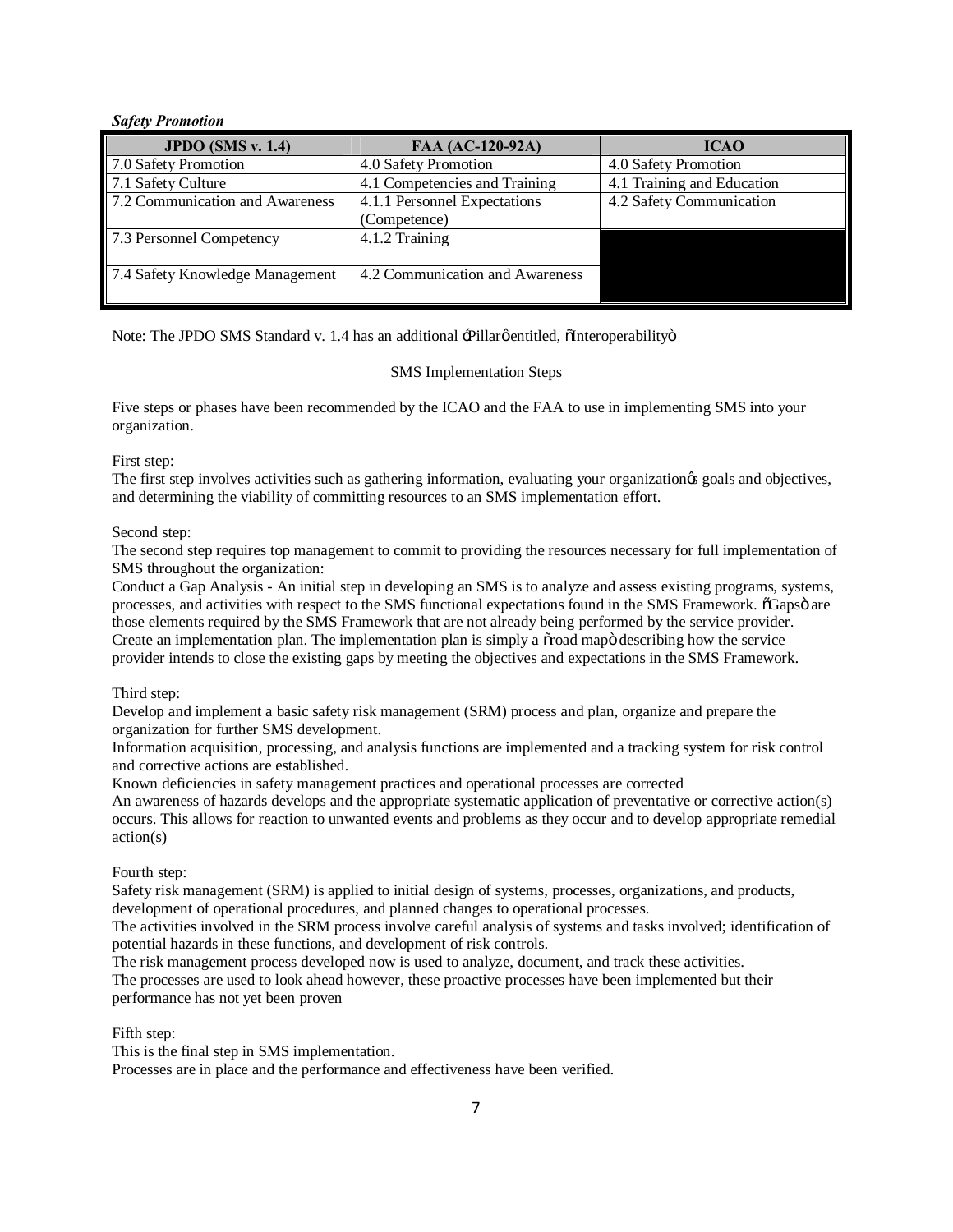***Safety Promotion***

| JPDO (SMS v. 1.4) | FAA (AC-120-92A) | ICAO |
| --- | --- | --- |
| 7.0 Safety Promotion | 4.0 Safety Promotion | 4.0 Safety Promotion |
| 7.1 Safety Culture | 4.1 Competencies and Training | 4.1 Training and Education |
| 7.2 Communication and Awareness | 4.1.1 Personnel Expectations (Competence) | 4.2 Safety Communication |
| 7.3 Personnel Competency | 4.1.2 Training | |
| 7.4 Safety Knowledge Management | 4.2 Communication and Awareness | |

Note: The JPDO SMS Standard v. 1.4 has an additional 'Pillar' entitled, "Interoperability"

<u>SMS Implementation Steps</u>

Five steps or phases have been recommended by the ICAO and the FAA to use in implementing SMS into your organization.

First step:
The first step involves activities such as gathering information, evaluating your organization's goals and objectives, and determining the viability of committing resources to an SMS implementation effort.

Second step:
The second step requires top management to commit to providing the resources necessary for full implementation of SMS throughout the organization:
Conduct a Gap Analysis - An initial step in developing an SMS is to analyze and assess existing programs, systems, processes, and activities with respect to the SMS functional expectations found in the SMS Framework. "Gaps" are those elements required by the SMS Framework that are not already being performed by the service provider.
Create an implementation plan. The implementation plan is simply a "road map" describing how the service provider intends to close the existing gaps by meeting the objectives and expectations in the SMS Framework.

Third step:
Develop and implement a basic safety risk management (SRM) process and plan, organize and prepare the organization for further SMS development.
Information acquisition, processing, and analysis functions are implemented and a tracking system for risk control and corrective actions are established.
Known deficiencies in safety management practices and operational processes are corrected
An awareness of hazards develops and the appropriate systematic application of preventative or corrective action(s) occurs. This allows for reaction to unwanted events and problems as they occur and to develop appropriate remedial action(s)

Fourth step:
Safety risk management (SRM) is applied to initial design of systems, processes, organizations, and products, development of operational procedures, and planned changes to operational processes.
The activities involved in the SRM process involve careful analysis of systems and tasks involved; identification of potential hazards in these functions, and development of risk controls.
The risk management process developed now is used to analyze, document, and track these activities.
The processes are used to look ahead however, these proactive processes have been implemented but their performance has not yet been proven

Fifth step:
This is the final step in SMS implementation.
Processes are in place and the performance and effectiveness have been verified.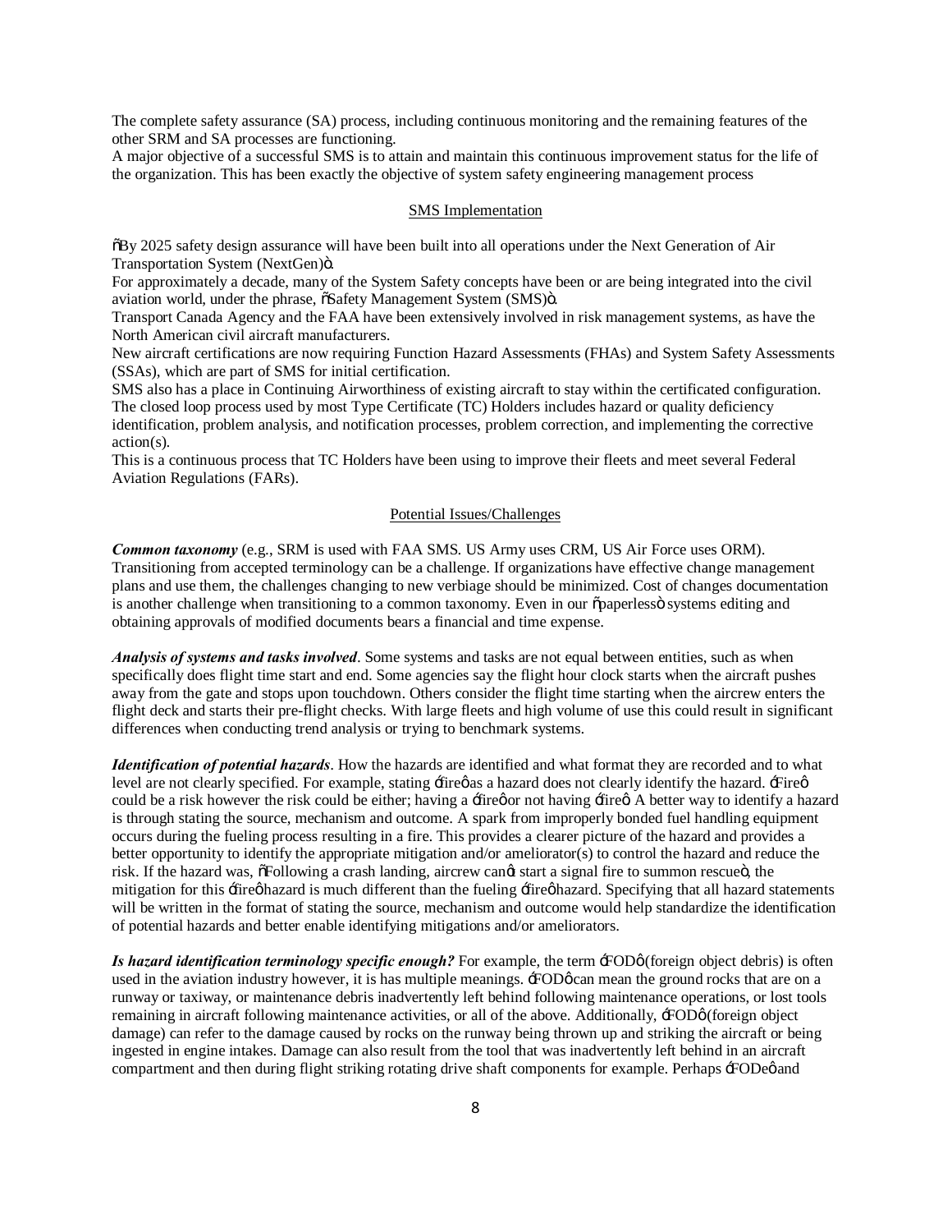The complete safety assurance (SA) process, including continuous monitoring and the remaining features of the other SRM and SA processes are functioning.
A major objective of a successful SMS is to attain and maintain this continuous improvement status for the life of the organization. This has been exactly the objective of system safety engineering management process

## SMS Implementation

"By 2025 safety design assurance will have been built into all operations under the Next Generation of Air Transportation System (NextGen)".
For approximately a decade, many of the System Safety concepts have been or are being integrated into the civil aviation world, under the phrase, "Safety Management System (SMS)".
Transport Canada Agency and the FAA have been extensively involved in risk management systems, as have the North American civil aircraft manufacturers.
New aircraft certifications are now requiring Function Hazard Assessments (FHAs) and System Safety Assessments (SSAs), which are part of SMS for initial certification.
SMS also has a place in Continuing Airworthiness of existing aircraft to stay within the certificated configuration. The closed loop process used by most Type Certificate (TC) Holders includes hazard or quality deficiency identification, problem analysis, and notification processes, problem correction, and implementing the corrective action(s).
This is a continuous process that TC Holders have been using to improve their fleets and meet several Federal Aviation Regulations (FARs).

## Potential Issues/Challenges

***Common taxonomy*** (e.g., SRM is used with FAA SMS. US Army uses CRM, US Air Force uses ORM). Transitioning from accepted terminology can be a challenge. If organizations have effective change management plans and use them, the challenges changing to new verbiage should be minimized. Cost of changes documentation is another challenge when transitioning to a common taxonomy. Even in our "paperless" systems editing and obtaining approvals of modified documents bears a financial and time expense.

***Analysis of systems and tasks involved***. Some systems and tasks are not equal between entities, such as when specifically does flight time start and end. Some agencies say the flight hour clock starts when the aircraft pushes away from the gate and stops upon touchdown. Others consider the flight time starting when the aircrew enters the flight deck and starts their pre-flight checks. With large fleets and high volume of use this could result in significant differences when conducting trend analysis or trying to benchmark systems.

***Identification of potential hazards***. How the hazards are identified and what format they are recorded and to what level are not clearly specified. For example, stating 'fire' as a hazard does not clearly identify the hazard. 'Fire' could be a risk however the risk could be either; having a 'fire' or not having 'fire'. A better way to identify a hazard is through stating the source, mechanism and outcome. A spark from improperly bonded fuel handling equipment occurs during the fueling process resulting in a fire. This provides a clearer picture of the hazard and provides a better opportunity to identify the appropriate mitigation and/or ameliorator(s) to control the hazard and reduce the risk. If the hazard was, "Following a crash landing, aircrew can't start a signal fire to summon rescue", the mitigation for this 'fire' hazard is much different than the fueling 'fire' hazard. Specifying that all hazard statements will be written in the format of stating the source, mechanism and outcome would help standardize the identification of potential hazards and better enable identifying mitigations and/or ameliorators.

***Is hazard identification terminology specific enough?*** For example, the term 'FOD' (foreign object debris) is often used in the aviation industry however, it is has multiple meanings. 'FOD' can mean the ground rocks that are on a runway or taxiway, or maintenance debris inadvertently left behind following maintenance operations, or lost tools remaining in aircraft following maintenance activities, or all of the above. Additionally, 'FOD' (foreign object damage) can refer to the damage caused by rocks on the runway being thrown up and striking the aircraft or being ingested in engine intakes. Damage can also result from the tool that was inadvertently left behind in an aircraft compartment and then during flight striking rotating drive shaft components for example. Perhaps 'FODe' and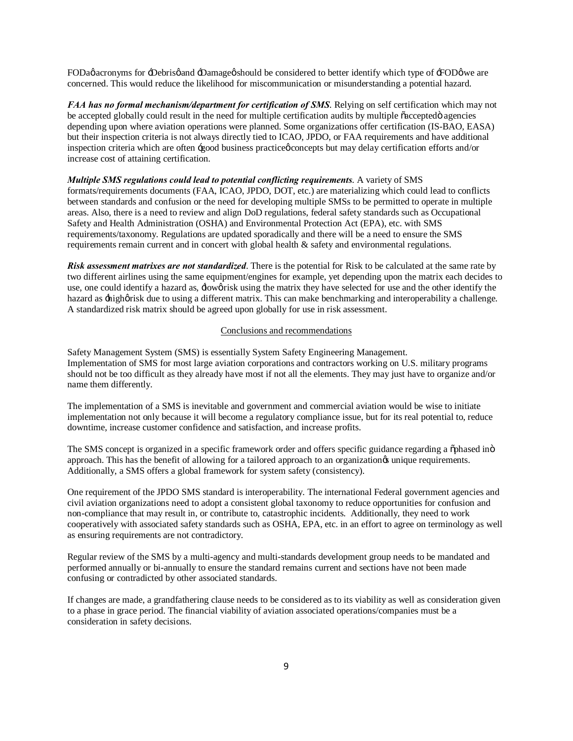FODa' acronyms for 'Debris' and 'Damage' should be considered to better identify which type of 'FOD' we are concerned. This would reduce the likelihood for miscommunication or misunderstanding a potential hazard.

***FAA has no formal mechanism/department for certification of SMS***. Relying on self certification which may not be accepted globally could result in the need for multiple certification audits by multiple "accepted" agencies depending upon where aviation operations were planned. Some organizations offer certification (IS-BAO, EASA) but their inspection criteria is not always directly tied to ICAO, JPDO, or FAA requirements and have additional inspection criteria which are often 'good business practice' concepts but may delay certification efforts and/or increase cost of attaining certification.

***Multiple SMS regulations could lead to potential conflicting requirements***. A variety of SMS formats/requirements documents (FAA, ICAO, JPDO, DOT, etc.) are materializing which could lead to conflicts between standards and confusion or the need for developing multiple SMSs to be permitted to operate in multiple areas. Also, there is a need to review and align DoD regulations, federal safety standards such as Occupational Safety and Health Administration (OSHA) and Environmental Protection Act (EPA), etc. with SMS requirements/taxonomy. Regulations are updated sporadically and there will be a need to ensure the SMS requirements remain current and in concert with global health & safety and environmental regulations.

***Risk assessment matrixes are not standardized***. There is the potential for Risk to be calculated at the same rate by two different airlines using the same equipment/engines for example, yet depending upon the matrix each decides to use, one could identify a hazard as, 'low' risk using the matrix they have selected for use and the other identify the hazard as 'high' risk due to using a different matrix. This can make benchmarking and interoperability a challenge. A standardized risk matrix should be agreed upon globally for use in risk assessment.

## Conclusions and recommendations

Safety Management System (SMS) is essentially System Safety Engineering Management. Implementation of SMS for most large aviation corporations and contractors working on U.S. military programs should not be too difficult as they already have most if not all the elements. They may just have to organize and/or name them differently.

The implementation of a SMS is inevitable and government and commercial aviation would be wise to initiate implementation not only because it will become a regulatory compliance issue, but for its real potential to, reduce downtime, increase customer confidence and satisfaction, and increase profits.

The SMS concept is organized in a specific framework order and offers specific guidance regarding a "phased in" approach. This has the benefit of allowing for a tailored approach to an organization's unique requirements. Additionally, a SMS offers a global framework for system safety (consistency).

One requirement of the JPDO SMS standard is interoperability. The international Federal government agencies and civil aviation organizations need to adopt a consistent global taxonomy to reduce opportunities for confusion and non-compliance that may result in, or contribute to, catastrophic incidents. Additionally, they need to work cooperatively with associated safety standards such as OSHA, EPA, etc. in an effort to agree on terminology as well as ensuring requirements are not contradictory.

Regular review of the SMS by a multi-agency and multi-standards development group needs to be mandated and performed annually or bi-annually to ensure the standard remains current and sections have not been made confusing or contradicted by other associated standards.

If changes are made, a grandfathering clause needs to be considered as to its viability as well as consideration given to a phase in grace period. The financial viability of aviation associated operations/companies must be a consideration in safety decisions.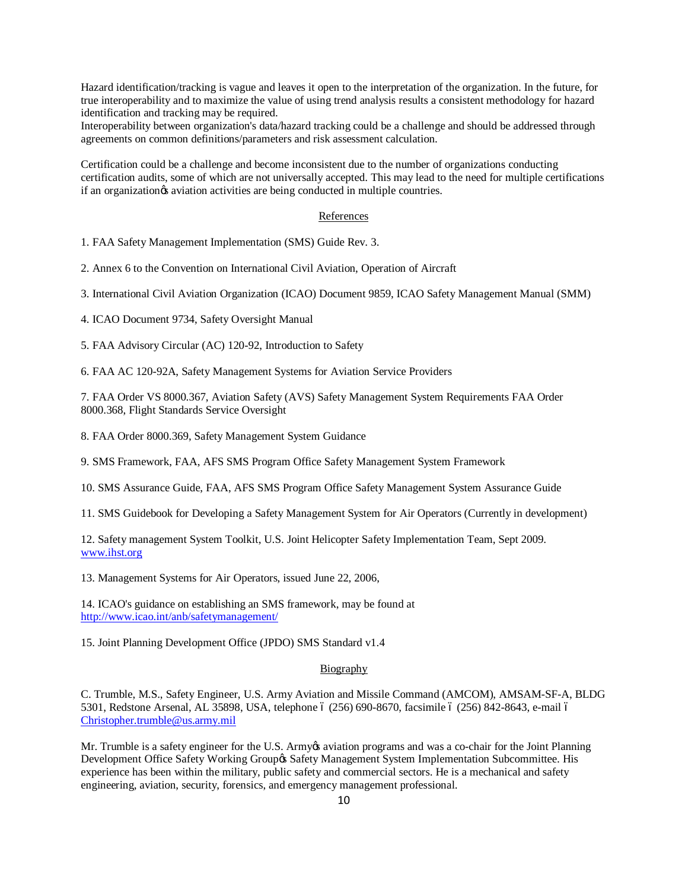Hazard identification/tracking is vague and leaves it open to the interpretation of the organization. In the future, for true interoperability and to maximize the value of using trend analysis results a consistent methodology for hazard identification and tracking may be required.
Interoperability between organization's data/hazard tracking could be a challenge and should be addressed through agreements on common definitions/parameters and risk assessment calculation.

Certification could be a challenge and become inconsistent due to the number of organizations conducting certification audits, some of which are not universally accepted. This may lead to the need for multiple certifications if an organization's aviation activities are being conducted in multiple countries.

## References

1. FAA Safety Management Implementation (SMS) Guide Rev. 3.

2. Annex 6 to the Convention on International Civil Aviation, Operation of Aircraft

3. International Civil Aviation Organization (ICAO) Document 9859, ICAO Safety Management Manual (SMM)

4. ICAO Document 9734, Safety Oversight Manual

5. FAA Advisory Circular (AC) 120-92, Introduction to Safety

6. FAA AC 120-92A, Safety Management Systems for Aviation Service Providers

7. FAA Order VS 8000.367, Aviation Safety (AVS) Safety Management System Requirements FAA Order 8000.368, Flight Standards Service Oversight

8. FAA Order 8000.369, Safety Management System Guidance

9. SMS Framework, FAA, AFS SMS Program Office Safety Management System Framework

10. SMS Assurance Guide, FAA, AFS SMS Program Office Safety Management System Assurance Guide

11. SMS Guidebook for Developing a Safety Management System for Air Operators (Currently in development)

12. Safety management System Toolkit, U.S. Joint Helicopter Safety Implementation Team, Sept 2009. www.ihst.org

13. Management Systems for Air Operators, issued June 22, 2006,

14. ICAO's guidance on establishing an SMS framework, may be found at http://www.icao.int/anb/safetymanagement/

15. Joint Planning Development Office (JPDO) SMS Standard v1.4

## Biography

C. Trumble, M.S., Safety Engineer, U.S. Army Aviation and Missile Command (AMCOM), AMSAM-SF-A, BLDG 5301, Redstone Arsenal, AL 35898, USA, telephone – (256) 690-8670, facsimile – (256) 842-8643, e-mail – Christopher.trumble@us.army.mil

Mr. Trumble is a safety engineer for the U.S. Army's aviation programs and was a co-chair for the Joint Planning Development Office Safety Working Group's Safety Management System Implementation Subcommittee. His experience has been within the military, public safety and commercial sectors. He is a mechanical and safety engineering, aviation, security, forensics, and emergency management professional.